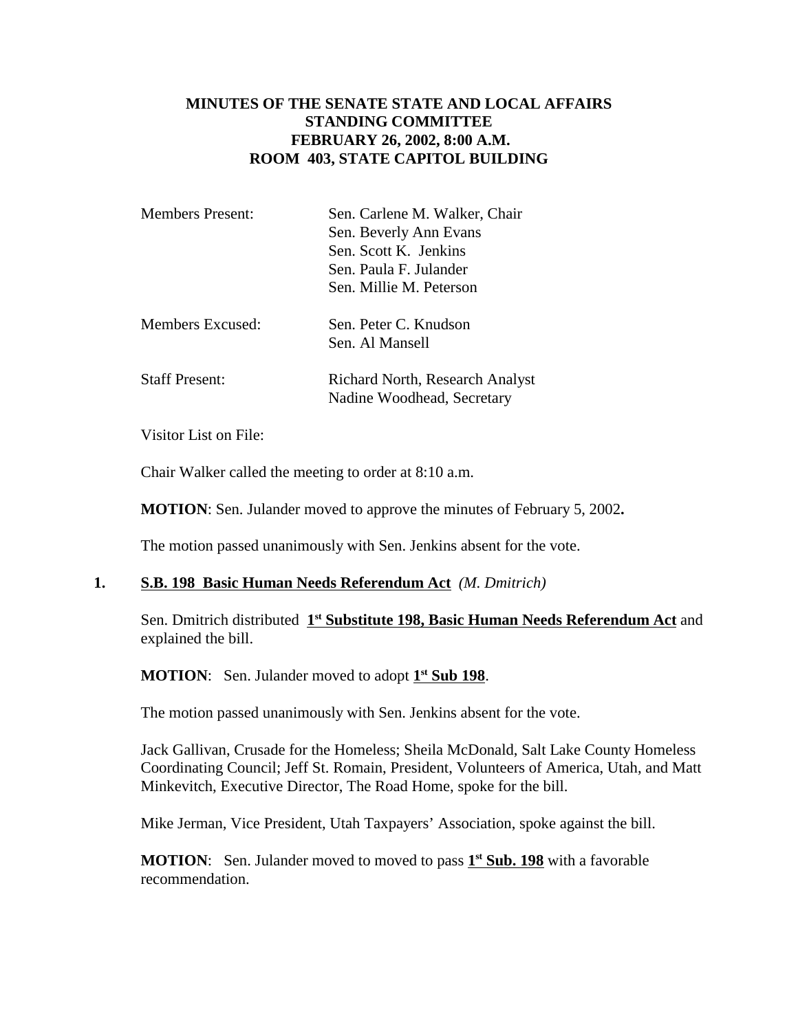# MINUTES OF THE SENATE STATE AND LOCAL AFFAIRS STANDING COMMITTEE
## FEBRUARY 26, 2002, 8:00 A.M.
## ROOM 403, STATE CAPITOL BUILDING

| | |
|---|---|
| Members Present: | Sen. Carlene M. Walker, Chair<br>Sen. Beverly Ann Evans<br>Sen. Scott K. Jenkins<br>Sen. Paula F. Julander<br>Sen. Millie M. Peterson |
| Members Excused: | Sen. Peter C. Knudson<br>Sen. Al Mansell |
| Staff Present: | Richard North, Research Analyst<br>Nadine Woodhead, Secretary |

Visitor List on File:

Chair Walker called the meeting to order at 8:10 a.m.

**MOTION**: Sen. Julander moved to approve the minutes of February 5, 2002**.**

The motion passed unanimously with Sen. Jenkins absent for the vote.

**1. S.B. 198 Basic Human Needs Referendum Act** *(M. Dmitrich)*

Sen. Dmitrich distributed **1st Substitute 198, Basic Human Needs Referendum Act** and explained the bill.

**MOTION**: Sen. Julander moved to adopt **1st Sub 198**.

The motion passed unanimously with Sen. Jenkins absent for the vote.

Jack Gallivan, Crusade for the Homeless; Sheila McDonald, Salt Lake County Homeless Coordinating Council; Jeff St. Romain, President, Volunteers of America, Utah, and Matt Minkevitch, Executive Director, The Road Home, spoke for the bill.

Mike Jerman, Vice President, Utah Taxpayers' Association, spoke against the bill.

**MOTION**: Sen. Julander moved to moved to pass **1st Sub. 198** with a favorable recommendation.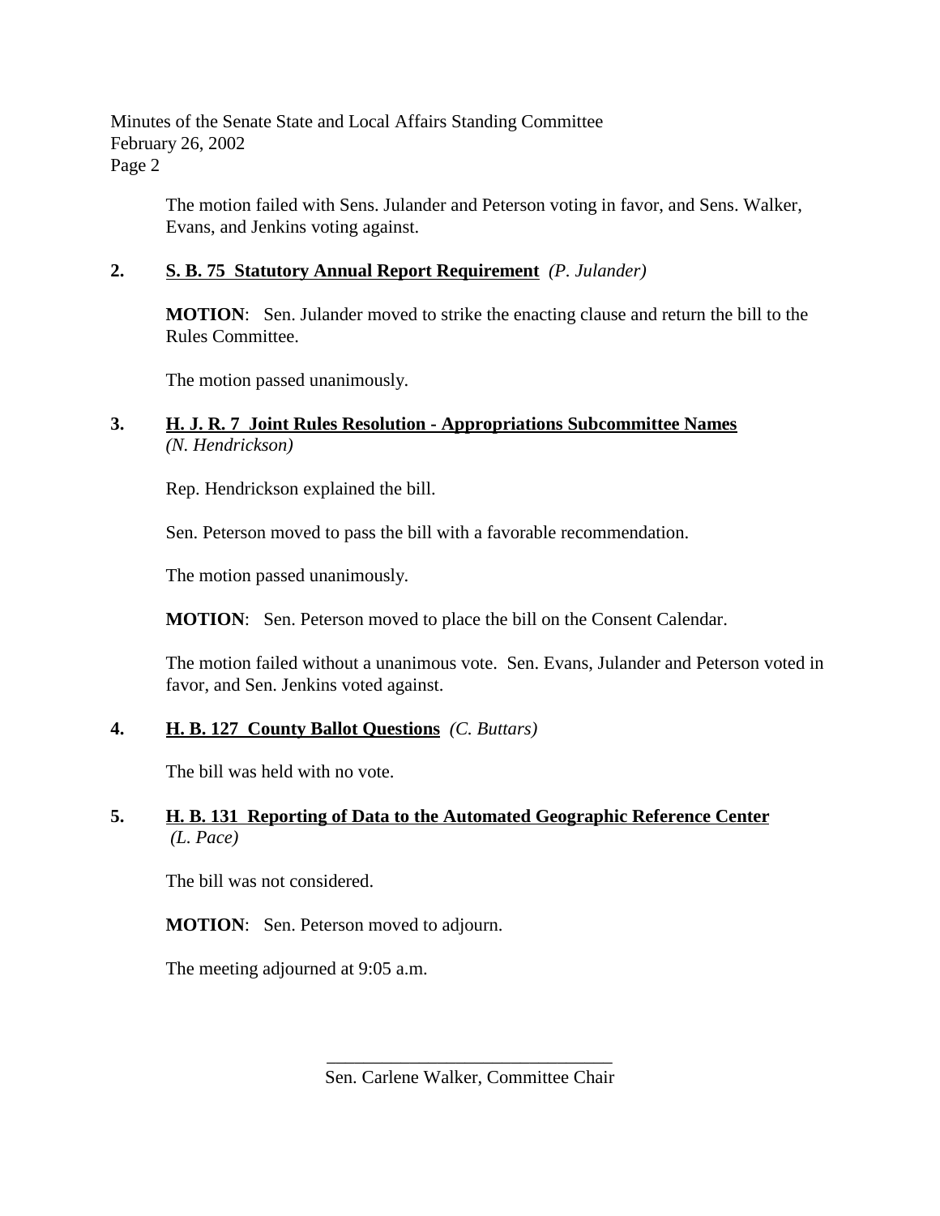The motion failed with Sens. Julander and Peterson voting in favor, and Sens. Walker, Evans, and Jenkins voting against.

**2. S. B. 75 Statutory Annual Report Requirement** *(P. Julander)*

**MOTION**: Sen. Julander moved to strike the enacting clause and return the bill to the Rules Committee.

The motion passed unanimously.

**3. H. J. R. 7 Joint Rules Resolution - Appropriations Subcommittee Names** *(N. Hendrickson)*

Rep. Hendrickson explained the bill.

Sen. Peterson moved to pass the bill with a favorable recommendation.

The motion passed unanimously.

**MOTION**: Sen. Peterson moved to place the bill on the Consent Calendar.

The motion failed without a unanimous vote. Sen. Evans, Julander and Peterson voted in favor, and Sen. Jenkins voted against.

**4. H. B. 127 County Ballot Questions** *(C. Buttars)*

The bill was held with no vote.

**5. H. B. 131 Reporting of Data to the Automated Geographic Reference Center** *(L. Pace)*

The bill was not considered.

**MOTION**: Sen. Peterson moved to adjourn.

The meeting adjourned at 9:05 a.m.

_______________________________
Sen. Carlene Walker, Committee Chair